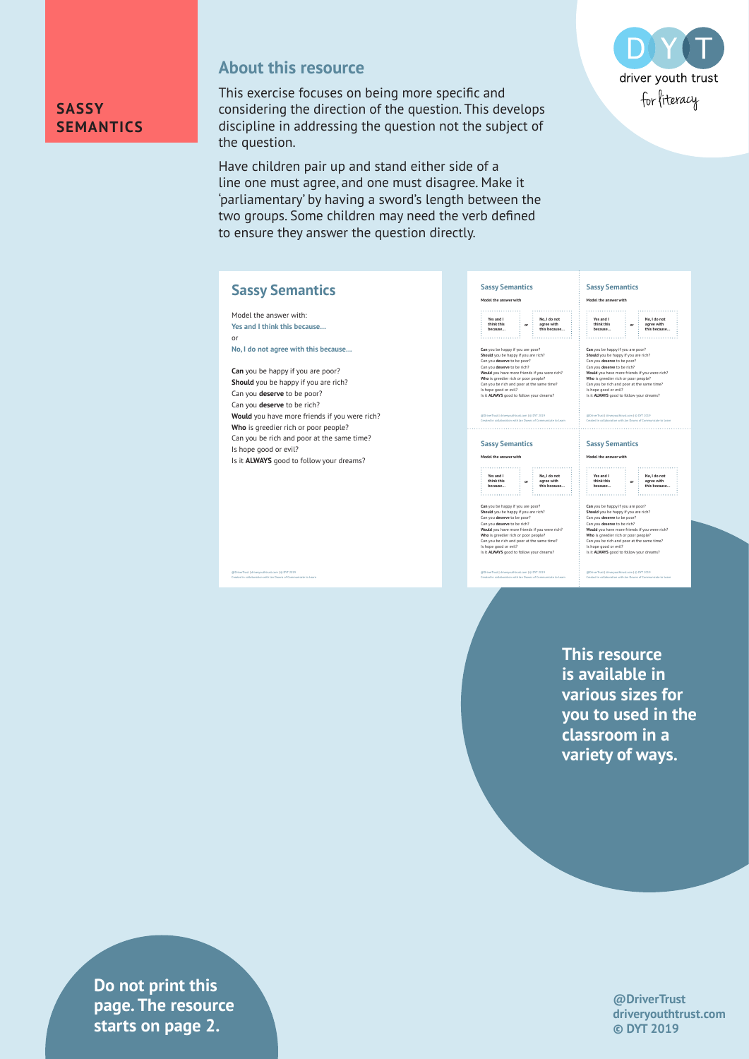# SASSY SEMANTICS

driver youth trust
for literacy

## About this resource

This exercise focuses on being more specific and considering the direction of the question. This develops discipline in addressing the question not the subject of the question.

Have children pair up and stand either side of a line one must agree, and one must disagree. Make it 'parliamentary' by having a sword's length between the two groups. Some children may need the verb defined to ensure they answer the question directly.

## Sassy Semantics

Model the answer with:

**Yes and I think this because...**

or

**No, I do not agree with this because...**

**Can** you be happy if you are poor?
**Should** you be happy if you are rich?
Can you **deserve** to be poor?
Can you **deserve** to be rich?
**Would** you have more friends if you were rich?
**Who** is greedier rich or poor people?
Can you be rich and poor at the same time?
Is hope good or evil?
Is it **ALWAYS** good to follow your dreams?

**This resource is available in various sizes for you to used in the classroom in a variety of ways.**

**Do not print this page. The resource starts on page 2.**

**@DriverTrust**
**driveryouthtrust.com**
**© DYT 2019**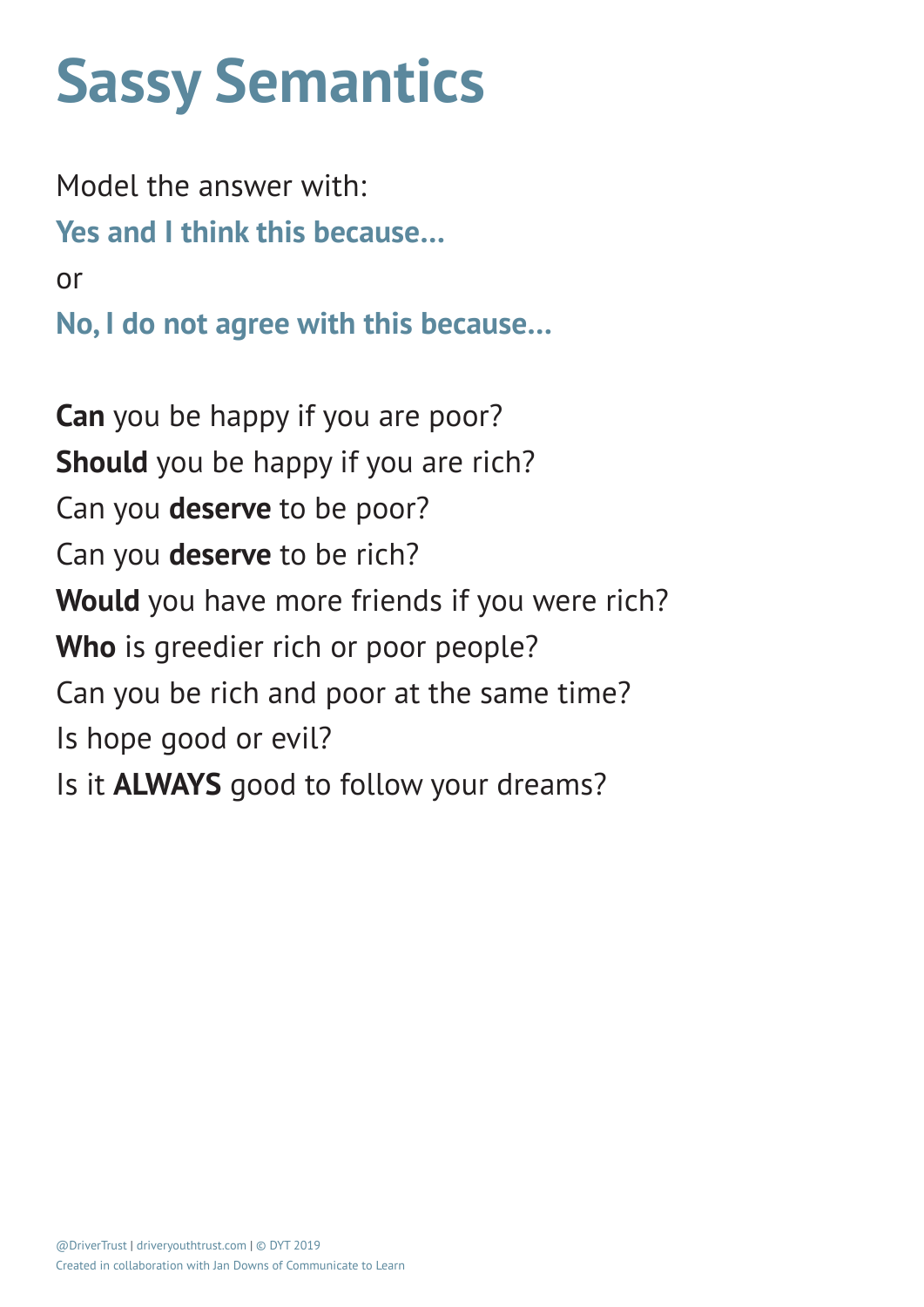# Sassy Semantics

Model the answer with:

**Yes and I think this because...**

or

**No, I do not agree with this because...**

**Can** you be happy if you are poor?

**Should** you be happy if you are rich?

Can you **deserve** to be poor?

Can you **deserve** to be rich?

**Would** you have more friends if you were rich?

**Who** is greedier rich or poor people?

Can you be rich and poor at the same time?

Is hope good or evil?

Is it **ALWAYS** good to follow your dreams?

@DriverTrust | driveryouthtrust.com | © DYT 2019
Created in collaboration with Jan Downs of Communicate to Learn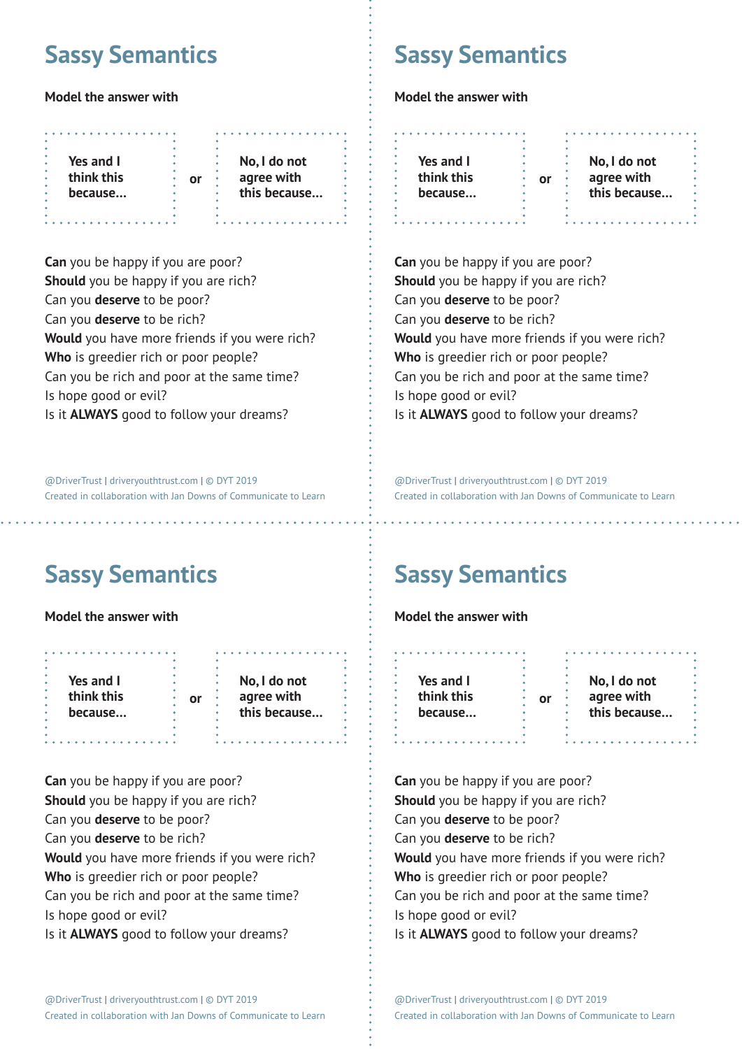# Sassy Semantics

**Model the answer with**

| | | |
|---|---|---|
| **Yes and I think this because...** | **or** | **No, I do not agree with this because...** |

**Can** you be happy if you are poor?
**Should** you be happy if you are rich?
Can you **deserve** to be poor?
Can you **deserve** to be rich?
**Would** you have more friends if you were rich?
**Who** is greedier rich or poor people?
Can you be rich and poor at the same time?
Is hope good or evil?
Is it **ALWAYS** good to follow your dreams?

@DriverTrust | driveryouthtrust.com | © DYT 2019
Created in collaboration with Jan Downs of Communicate to Learn

# Sassy Semantics

**Model the answer with**

| | | |
|---|---|---|
| **Yes and I think this because...** | **or** | **No, I do not agree with this because...** |

**Can** you be happy if you are poor?
**Should** you be happy if you are rich?
Can you **deserve** to be poor?
Can you **deserve** to be rich?
**Would** you have more friends if you were rich?
**Who** is greedier rich or poor people?
Can you be rich and poor at the same time?
Is hope good or evil?
Is it **ALWAYS** good to follow your dreams?

@DriverTrust | driveryouthtrust.com | © DYT 2019
Created in collaboration with Jan Downs of Communicate to Learn

# Sassy Semantics

**Model the answer with**

| | | |
|---|---|---|
| **Yes and I think this because...** | **or** | **No, I do not agree with this because...** |

**Can** you be happy if you are poor?
**Should** you be happy if you are rich?
Can you **deserve** to be poor?
Can you **deserve** to be rich?
**Would** you have more friends if you were rich?
**Who** is greedier rich or poor people?
Can you be rich and poor at the same time?
Is hope good or evil?
Is it **ALWAYS** good to follow your dreams?

@DriverTrust | driveryouthtrust.com | © DYT 2019
Created in collaboration with Jan Downs of Communicate to Learn

# Sassy Semantics

**Model the answer with**

| | | |
|---|---|---|
| **Yes and I think this because...** | **or** | **No, I do not agree with this because...** |

**Can** you be happy if you are poor?
**Should** you be happy if you are rich?
Can you **deserve** to be poor?
Can you **deserve** to be rich?
**Would** you have more friends if you were rich?
**Who** is greedier rich or poor people?
Can you be rich and poor at the same time?
Is hope good or evil?
Is it **ALWAYS** good to follow your dreams?

@DriverTrust | driveryouthtrust.com | © DYT 2019
Created in collaboration with Jan Downs of Communicate to Learn